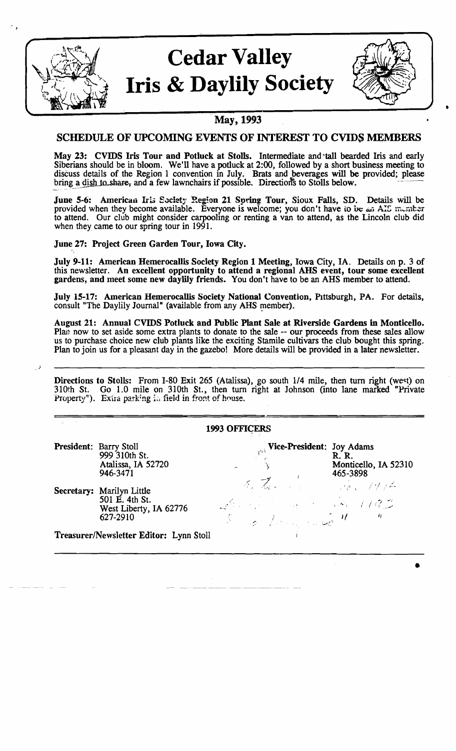# Cedar Valley Iris & Daylily Society

## May, 1993

### SCHEDULE OF UPCOMING EVENTS OF INTEREST TO CVIDS MEMBERS

**May 23: CVIDS Iris Tour and Potluck at Stolls.** Intermediate and tall bearded Iris and early Siberians should be in bloom. We'll have a potluck at 2:00, followed by a short business meeting to discuss details of the Region 1 convention in July. Brats and beverages will be provided; please bring a dish to share, and a few lawnchairs if possible. Directions to Stolls below.

**June 5-6: American Iris Society Region 21 Spring Tour,** Sioux Falls, SD. Details will be provided when they become available. Everyone is welcome; you don't have to be an AIS member to attend. Our club might consider carpooling or renting a van to attend, as the Lincoln club did when they came to our spring tour in 1991.

**June 27: Project Green Garden Tour, Iowa City.**

**July 9-11: American Hemerocallis Society Region 1 Meeting,** Iowa City, IA. Details on p. 3 of this newsletter. **An excellent opportunity to attend a regional AHS event, tour some excellent gardens, and meet some new daylily friends.** You don't have to be an AHS member to attend.

**July 15-17: American Hemerocallis Society National Convention,** Pittsburgh, PA. For details, consult "The Daylily Journal" (available from any AHS member).

**August 21: Annual CVIDS Potluck and Public Plant Sale at Riverside Gardens in Monticello.** Plan now to set aside some extra plants to donate to the sale -- our proceeds from these sales allow us to purchase choice new club plants like the exciting Stamile cultivars the club bought this spring. Plan to join us for a pleasant day in the gazebo! More details will be provided in a later newsletter.

---

**Directions to Stolls:** From I-80 Exit 265 (Atalissa), go south 1/4 mile, then turn right (west) on 310th St. Go 1.0 mile on 310th St., then turn right at Johnson (into lane marked "Private Property"). Extra parking in field in front of house.

---

### 1993 OFFICERS

**President:** Barry Stoll
999 310th St.
Atalissa, IA 52720
946-3471

**Vice-President:** Joy Adams
R. R.
Monticello, IA 52310
465-3898

**Secretary:** Marilyn Little
501 E. 4th St.
West Liberty, IA 62776
627-2910

**Treasurer/Newsletter Editor:** Lynn Stoll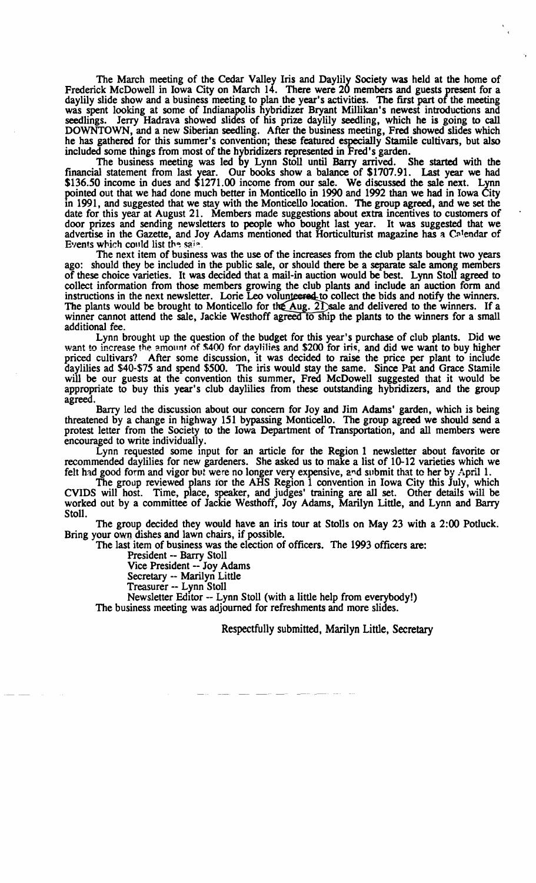The March meeting of the Cedar Valley Iris and Daylily Society was held at the home of Frederick McDowell in Iowa City on March 14. There were 20 members and guests present for a daylily slide show and a business meeting to plan the year's activities. The first part of the meeting was spent looking at some of Indianapolis hybridizer Bryant Millikan's newest introductions and seedlings. Jerry Hadrava showed slides of his prize daylily seedling, which he is going to call DOWNTOWN, and a new Siberian seedling. After the business meeting, Fred showed slides which he has gathered for this summer's convention; these featured especially Stamile cultivars, but also included some things from most of the hybridizers represented in Fred's garden.

The business meeting was led by Lynn Stoll until Barry arrived. She started with the financial statement from last year. Our books show a balance of $1707.91. Last year we had $136.50 income in dues and $1271.00 income from our sale. We discussed the sale next. Lynn pointed out that we had done much better in Monticello in 1990 and 1992 than we had in Iowa City in 1991, and suggested that we stay with the Monticello location. The group agreed, and we set the date for this year at August 21. Members made suggestions about extra incentives to customers of door prizes and sending newsletters to people who bought last year. It was suggested that we advertise in the Gazette, and Joy Adams mentioned that Horticulturist magazine has a Calendar of Events which could list the sale.

The next item of business was the use of the increases from the club plants bought two years ago: should they be included in the public sale, or should there be a separate sale among members of these choice varieties. It was decided that a mail-in auction would be best. Lynn Stoll agreed to collect information from those members growing the club plants and include an auction form and instructions in the next newsletter. Lorie Leo volunteered to collect the bids and notify the winners. The plants would be brought to Monticello for the Aug. 21 sale and delivered to the winners. If a winner cannot attend the sale, Jackie Westhoff agreed to ship the plants to the winners for a small additional fee.

Lynn brought up the question of the budget for this year's purchase of club plants. Did we want to increase the amount of $400 for daylilies and $200 for iris, and did we want to buy higher priced cultivars? After some discussion, it was decided to raise the price per plant to include daylilies ad $40-$75 and spend $500. The iris would stay the same. Since Pat and Grace Stamile will be our guests at the convention this summer, Fred McDowell suggested that it would be appropriate to buy this year's club daylilies from these outstanding hybridizers, and the group agreed.

Barry led the discussion about our concern for Joy and Jim Adams' garden, which is being threatened by a change in highway 151 bypassing Monticello. The group agreed we should send a protest letter from the Society to the Iowa Department of Transportation, and all members were encouraged to write individually.

Lynn requested some input for an article for the Region 1 newsletter about favorite or recommended daylilies for new gardeners. She asked us to make a list of 10-12 varieties which we felt had good form and vigor but were no longer very expensive, and submit that to her by April 1.

The group reviewed plans for the AHS Region 1 convention in Iowa City this July, which CVIDS will host. Time, place, speaker, and judges' training are all set. Other details will be worked out by a committee of Jackie Westhoff, Joy Adams, Marilyn Little, and Lynn and Barry Stoll.

The group decided they would have an iris tour at Stolls on May 23 with a 2:00 Potluck. Bring your own dishes and lawn chairs, if possible.

The last item of business was the election of officers. The 1993 officers are:

President -- Barry Stoll
Vice President -- Joy Adams
Secretary -- Marilyn Little
Treasurer -- Lynn Stoll
Newsletter Editor -- Lynn Stoll (with a little help from everybody!)

The business meeting was adjourned for refreshments and more slides.

Respectfully submitted, Marilyn Little, Secretary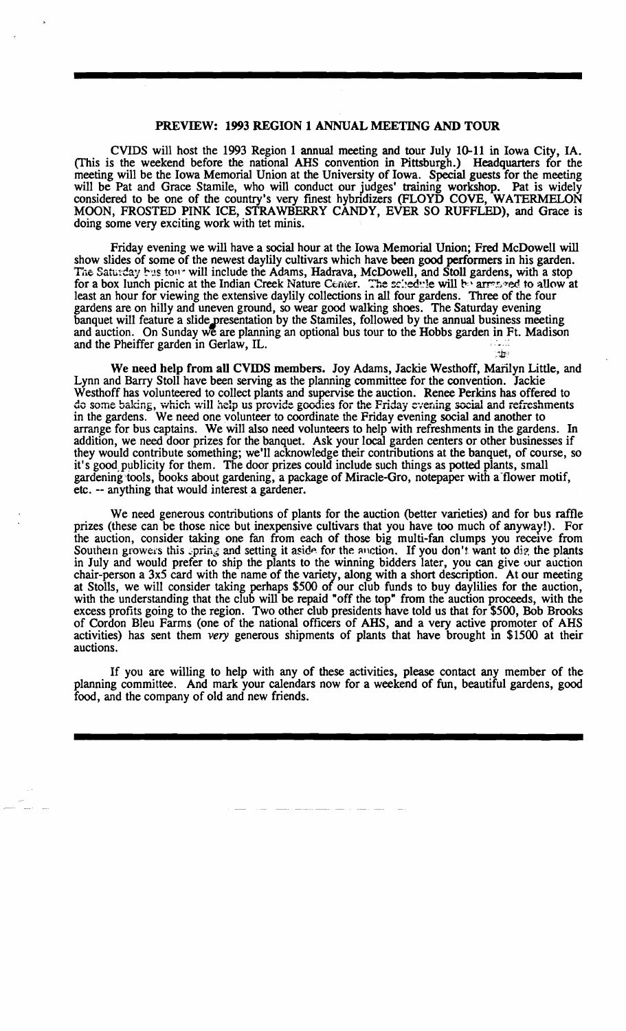## PREVIEW: 1993 REGION 1 ANNUAL MEETING AND TOUR

CVIDS will host the 1993 Region 1 annual meeting and tour July 10-11 in Iowa City, IA. (This is the weekend before the national AHS convention in Pittsburgh.) Headquarters for the meeting will be the Iowa Memorial Union at the University of Iowa. Special guests for the meeting will be Pat and Grace Stamile, who will conduct our judges' training workshop. Pat is widely considered to be one of the country's very finest hybridizers (FLOYD COVE, WATERMELON MOON, FROSTED PINK ICE, STRAWBERRY CANDY, EVER SO RUFFLED), and Grace is doing some very exciting work with tet minis.

Friday evening we will have a social hour at the Iowa Memorial Union; Fred McDowell will show slides of some of the newest daylily cultivars which have been good performers in his garden. The Saturday bus tour will include the Adams, Hadrava, McDowell, and Stoll gardens, with a stop for a box lunch picnic at the Indian Creek Nature Center. The schedule will be arranged to allow at least an hour for viewing the extensive daylily collections in all four gardens. Three of the four gardens are on hilly and uneven ground, so wear good walking shoes. The Saturday evening banquet will feature a slide presentation by the Stamiles, followed by the annual business meeting and auction. On Sunday we are planning an optional bus tour to the Hobbs garden in Ft. Madison and the Pheiffer garden in Gerlaw, IL.

**We need help from all CVIDS members.** Joy Adams, Jackie Westhoff, Marilyn Little, and Lynn and Barry Stoll have been serving as the planning committee for the convention. Jackie Westhoff has volunteered to collect plants and supervise the auction. Renee Perkins has offered to do some baking, which will help us provide goodies for the Friday evening social and refreshments in the gardens. We need one volunteer to coordinate the Friday evening social and another to arrange for bus captains. We will also need volunteers to help with refreshments in the gardens. In addition, we need door prizes for the banquet. Ask your local garden centers or other businesses if they would contribute something; we'll acknowledge their contributions at the banquet, of course, so it's good publicity for them. The door prizes could include such things as potted plants, small gardening tools, books about gardening, a package of Miracle-Gro, notepaper with a flower motif, etc. -- anything that would interest a gardener.

We need generous contributions of plants for the auction (better varieties) and for bus raffle prizes (these can be those nice but inexpensive cultivars that you have too much of anyway!). For the auction, consider taking one fan from each of those big multi-fan clumps you receive from Southern growers this spring and setting it aside for the auction. If you don't want to dig the plants in July and would prefer to ship the plants to the winning bidders later, you can give our auction chair-person a 3x5 card with the name of the variety, along with a short description. At our meeting at Stolls, we will consider taking perhaps $500 of our club funds to buy daylilies for the auction, with the understanding that the club will be repaid "off the top" from the auction proceeds, with the excess profits going to the region. Two other club presidents have told us that for $500, Bob Brooks of Cordon Bleu Farms (one of the national officers of AHS, and a very active promoter of AHS activities) has sent them *very* generous shipments of plants that have brought in $1500 at their auctions.

If you are willing to help with any of these activities, please contact any member of the planning committee. And mark your calendars now for a weekend of fun, beautiful gardens, good food, and the company of old and new friends.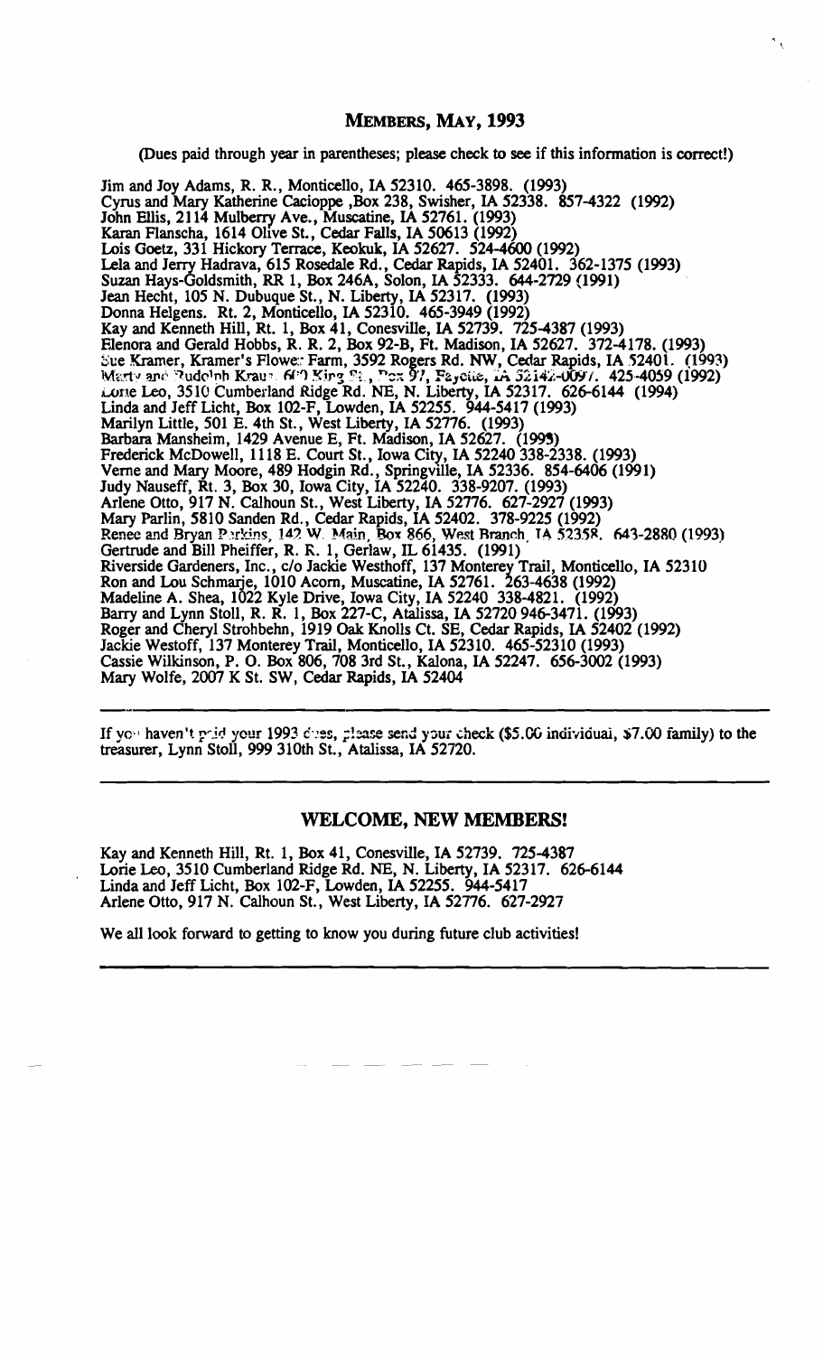## Members, May, 1993

(Dues paid through year in parentheses; please check to see if this information is correct!)

Jim and Joy Adams, R. R., Monticello, IA 52310. 465-3898. (1993)
Cyrus and Mary Katherine Cacioppe ,Box 238, Swisher, IA 52338. 857-4322 (1992)
John Ellis, 2114 Mulberry Ave., Muscatine, IA 52761. (1993)
Karan Flanscha, 1614 Olive St., Cedar Falls, IA 50613 (1992)
Lois Goetz, 331 Hickory Terrace, Keokuk, IA 52627. 524-4600 (1992)
Lela and Jerry Hadrava, 615 Rosedale Rd., Cedar Rapids, IA 52401. 362-1375 (1993)
Suzan Hays-Goldsmith, RR 1, Box 246A, Solon, IA 52333. 644-2729 (1991)
Jean Hecht, 105 N. Dubuque St., N. Liberty, IA 52317. (1993)
Donna Helgens. Rt. 2, Monticello, IA 52310. 465-3949 (1992)
Kay and Kenneth Hill, Rt. 1, Box 41, Conesville, IA 52739. 725-4387 (1993)
Elenora and Gerald Hobbs, R. R. 2, Box 92-B, Ft. Madison, IA 52627. 372-4178. (1993)
Sue Kramer, Kramer's Flower Farm, 3592 Rogers Rd. NW, Cedar Rapids, IA 52401. (1993)
Marty and Rudolph Kraus, 600 King St., Box 97, Fayette, IA 52142-0097. 425-4059 (1992)
Lorie Leo, 3510 Cumberland Ridge Rd. NE, N. Liberty, IA 52317. 626-6144 (1994)
Linda and Jeff Licht, Box 102-F, Lowden, IA 52255. 944-5417 (1993)
Marilyn Little, 501 E. 4th St., West Liberty, IA 52776. (1993)
Barbara Mansheim, 1429 Avenue E, Ft. Madison, IA 52627. (1993)
Frederick McDowell, 1118 E. Court St., Iowa City, IA 52240 338-2338. (1993)
Verne and Mary Moore, 489 Hodgin Rd., Springville, IA 52336. 854-6406 (1991)
Judy Nauseff, Rt. 3, Box 30, Iowa City, IA 52240. 338-9207. (1993)
Arlene Otto, 917 N. Calhoun St., West Liberty, IA 52776. 627-2927 (1993)
Mary Parlin, 5810 Sanden Rd., Cedar Rapids, IA 52402. 378-9225 (1992)
Renee and Bryan Perkins, 142 W. Main, Box 866, West Branch, IA 52358. 643-2880 (1993)
Gertrude and Bill Pheiffer, R. R. 1, Gerlaw, IL 61435. (1991)
Riverside Gardeners, Inc., c/o Jackie Westhoff, 137 Monterey Trail, Monticello, IA 52310
Ron and Lou Schmarje, 1010 Acorn, Muscatine, IA 52761. 263-4638 (1992)
Madeline A. Shea, 1022 Kyle Drive, Iowa City, IA 52240 338-4821. (1992)
Barry and Lynn Stoll, R. R. 1, Box 227-C, Atalissa, IA 52720 946-3471. (1993)
Roger and Cheryl Strohbehn, 1919 Oak Knolls Ct. SE, Cedar Rapids, IA 52402 (1992)
Jackie Westoff, 137 Monterey Trail, Monticello, IA 52310. 465-52310 (1993)
Cassie Wilkinson, P. O. Box 806, 708 3rd St., Kalona, IA 52247. 656-3002 (1993)
Mary Wolfe, 2007 K St. SW, Cedar Rapids, IA 52404

---

If you haven't paid your 1993 dues, please send your check ($5.00 individual, $7.00 family) to the treasurer, Lynn Stoll, 999 310th St., Atalissa, IA 52720.

---

## WELCOME, NEW MEMBERS!

Kay and Kenneth Hill, Rt. 1, Box 41, Conesville, IA 52739. 725-4387
Lorie Leo, 3510 Cumberland Ridge Rd. NE, N. Liberty, IA 52317. 626-6144
Linda and Jeff Licht, Box 102-F, Lowden, IA 52255. 944-5417
Arlene Otto, 917 N. Calhoun St., West Liberty, IA 52776. 627-2927

We all look forward to getting to know you during future club activities!